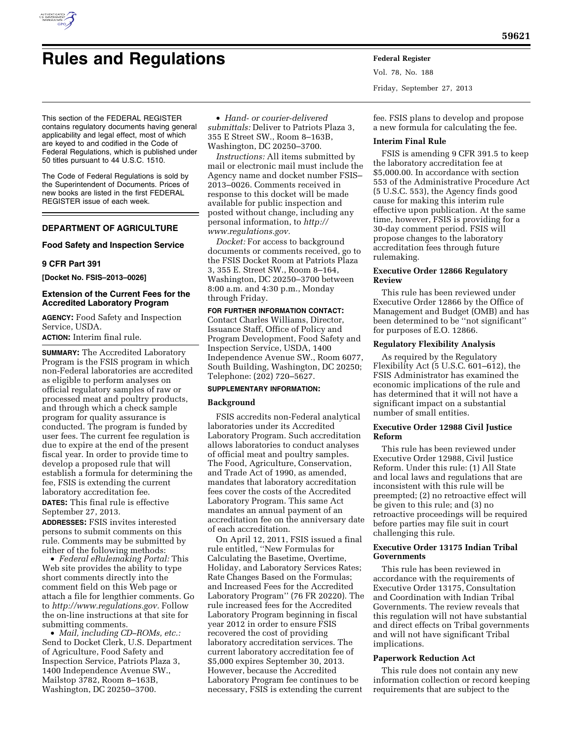# Rules and Regulations

This section of the FEDERAL REGISTER contains regulatory documents having general applicability and legal effect, most of which are keyed to and codified in the Code of Federal Regulations, which is published under 50 titles pursuant to 44 U.S.C. 1510.

The Code of Federal Regulations is sold by the Superintendent of Documents. Prices of new books are listed in the first FEDERAL REGISTER issue of each week.

## DEPARTMENT OF AGRICULTURE

### Food Safety and Inspection Service

### 9 CFR Part 391

**[Docket No. FSIS–2013–0026]**

### Extension of the Current Fees for the Accredited Laboratory Program

**AGENCY:** Food Safety and Inspection Service, USDA.

**ACTION:** Interim final rule.

**SUMMARY:** The Accredited Laboratory Program is the FSIS program in which non-Federal laboratories are accredited as eligible to perform analyses on official regulatory samples of raw or processed meat and poultry products, and through which a check sample program for quality assurance is conducted. The program is funded by user fees. The current fee regulation is due to expire at the end of the present fiscal year. In order to provide time to develop a proposed rule that will establish a formula for determining the fee, FSIS is extending the current laboratory accreditation fee.

**DATES:** This final rule is effective September 27, 2013.

**ADDRESSES:** FSIS invites interested persons to submit comments on this rule. Comments may be submitted by either of the following methods:

- *Federal eRulemaking Portal:* This Web site provides the ability to type short comments directly into the comment field on this Web page or attach a file for lengthier comments. Go to *http://www.regulations.gov.* Follow the on-line instructions at that site for submitting comments.
- *Mail, including CD–ROMs, etc.:* Send to Docket Clerk, U.S. Department of Agriculture, Food Safety and Inspection Service, Patriots Plaza 3, 1400 Independence Avenue SW., Mailstop 3782, Room 8–163B, Washington, DC 20250–3700.
- *Hand- or courier-delivered submittals:* Deliver to Patriots Plaza 3, 355 E Street SW., Room 8–163B, Washington, DC 20250–3700.

*Instructions:* All items submitted by mail or electronic mail must include the Agency name and docket number FSIS–2013–0026. Comments received in response to this docket will be made available for public inspection and posted without change, including any personal information, to *http://www.regulations.gov.*

*Docket:* For access to background documents or comments received, go to the FSIS Docket Room at Patriots Plaza 3, 355 E. Street SW., Room 8–164, Washington, DC 20250–3700 between 8:00 a.m. and 4:30 p.m., Monday through Friday.

**FOR FURTHER INFORMATION CONTACT:** Contact Charles Williams, Director, Issuance Staff, Office of Policy and Program Development, Food Safety and Inspection Service, USDA, 1400 Independence Avenue SW., Room 6077, South Building, Washington, DC 20250; Telephone: (202) 720–5627.

**SUPPLEMENTARY INFORMATION:**

#### Background

FSIS accredits non-Federal analytical laboratories under its Accredited Laboratory Program. Such accreditation allows laboratories to conduct analyses of official meat and poultry samples. The Food, Agriculture, Conservation, and Trade Act of 1990, as amended, mandates that laboratory accreditation fees cover the costs of the Accredited Laboratory Program. This same Act mandates an annual payment of an accreditation fee on the anniversary date of each accreditation.

On April 12, 2011, FSIS issued a final rule entitled, ''New Formulas for Calculating the Basetime, Overtime, Holiday, and Laboratory Services Rates; Rate Changes Based on the Formulas; and Increased Fees for the Accredited Laboratory Program'' (76 FR 20220). The rule increased fees for the Accredited Laboratory Program beginning in fiscal year 2012 in order to ensure FSIS recovered the cost of providing laboratory accreditation services. The current laboratory accreditation fee of $5,000 expires September 30, 2013. However, because the Accredited Laboratory Program fee continues to be necessary, FSIS is extending the current fee. FSIS plans to develop and propose a new formula for calculating the fee.

#### Interim Final Rule

FSIS is amending 9 CFR 391.5 to keep the laboratory accreditation fee at $5,000.00. In accordance with section 553 of the Administrative Procedure Act (5 U.S.C. 553), the Agency finds good cause for making this interim rule effective upon publication. At the same time, however, FSIS is providing for a 30-day comment period. FSIS will propose changes to the laboratory accreditation fees through future rulemaking.

#### Executive Order 12866 Regulatory Review

This rule has been reviewed under Executive Order 12866 by the Office of Management and Budget (OMB) and has been determined to be ''not significant'' for purposes of E.O. 12866.

#### Regulatory Flexibility Analysis

As required by the Regulatory Flexibility Act (5 U.S.C. 601–612), the FSIS Administrator has examined the economic implications of the rule and has determined that it will not have a significant impact on a substantial number of small entities.

#### Executive Order 12988 Civil Justice Reform

This rule has been reviewed under Executive Order 12988, Civil Justice Reform. Under this rule: (1) All State and local laws and regulations that are inconsistent with this rule will be preempted; (2) no retroactive effect will be given to this rule; and (3) no retroactive proceedings will be required before parties may file suit in court challenging this rule.

#### Executive Order 13175 Indian Tribal Governments

This rule has been reviewed in accordance with the requirements of Executive Order 13175, Consultation and Coordination with Indian Tribal Governments. The review reveals that this regulation will not have substantial and direct effects on Tribal governments and will not have significant Tribal implications.

#### Paperwork Reduction Act

This rule does not contain any new information collection or record keeping requirements that are subject to the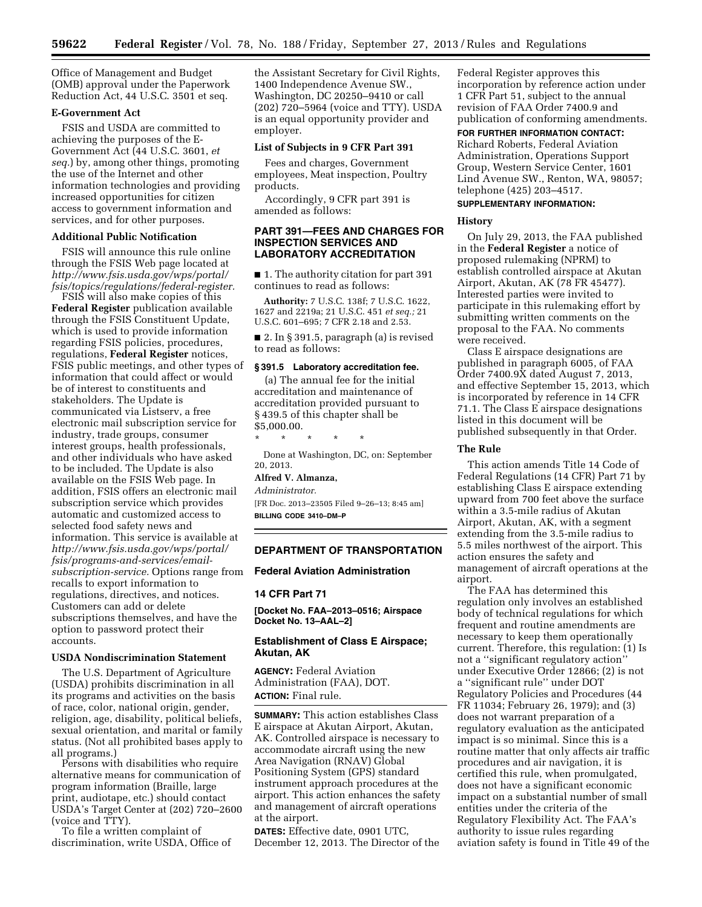Office of Management and Budget (OMB) approval under the Paperwork Reduction Act, 44 U.S.C. 3501 et seq.

#### E-Government Act

FSIS and USDA are committed to achieving the purposes of the E-Government Act (44 U.S.C. 3601, *et seq.*) by, among other things, promoting the use of the Internet and other information technologies and providing increased opportunities for citizen access to government information and services, and for other purposes.

#### Additional Public Notification

FSIS will announce this rule online through the FSIS Web page located at *http://www.fsis.usda.gov/wps/portal/fsis/topics/regulations/federal-register.*

FSIS will also make copies of this **Federal Register** publication available through the FSIS Constituent Update, which is used to provide information regarding FSIS policies, procedures, regulations, **Federal Register** notices, FSIS public meetings, and other types of information that could affect or would be of interest to constituents and stakeholders. The Update is communicated via Listserv, a free electronic mail subscription service for industry, trade groups, consumer interest groups, health professionals, and other individuals who have asked to be included. The Update is also available on the FSIS Web page. In addition, FSIS offers an electronic mail subscription service which provides automatic and customized access to selected food safety news and information. This service is available at *http://www.fsis.usda.gov/wps/portal/fsis/programs-and-services/email-subscription-service.* Options range from recalls to export information to regulations, directives, and notices. Customers can add or delete subscriptions themselves, and have the option to password protect their accounts.

#### USDA Nondiscrimination Statement

The U.S. Department of Agriculture (USDA) prohibits discrimination in all its programs and activities on the basis of race, color, national origin, gender, religion, age, disability, political beliefs, sexual orientation, and marital or family status. (Not all prohibited bases apply to all programs.)

Persons with disabilities who require alternative means for communication of program information (Braille, large print, audiotape, etc.) should contact USDA's Target Center at (202) 720–2600 (voice and TTY).

To file a written complaint of discrimination, write USDA, Office of the Assistant Secretary for Civil Rights, 1400 Independence Avenue SW., Washington, DC 20250–9410 or call (202) 720–5964 (voice and TTY). USDA is an equal opportunity provider and employer.

#### List of Subjects in 9 CFR Part 391

Fees and charges, Government employees, Meat inspection, Poultry products.

Accordingly, 9 CFR part 391 is amended as follows:

### PART 391—FEES AND CHARGES FOR INSPECTION SERVICES AND LABORATORY ACCREDITATION

■ 1. The authority citation for part 391 continues to read as follows:

**Authority:** 7 U.S.C. 138f; 7 U.S.C. 1622, 1627 and 2219a; 21 U.S.C. 451 *et seq.;* 21 U.S.C. 601–695; 7 CFR 2.18 and 2.53.

■ 2. In § 391.5, paragraph (a) is revised to read as follows:

#### § 391.5 Laboratory accreditation fee.

(a) The annual fee for the initial accreditation and maintenance of accreditation provided pursuant to § 439.5 of this chapter shall be $5,000.00.

\* \* \* \* \*

Done at Washington, DC, on: September 20, 2013.

**Alfred V. Almanza,**

*Administrator.*

[FR Doc. 2013–23505 Filed 9–26–13; 8:45 am]

**BILLING CODE 3410–DM–P**

## DEPARTMENT OF TRANSPORTATION

### Federal Aviation Administration

### 14 CFR Part 71

**[Docket No. FAA–2013–0516; Airspace Docket No. 13–AAL–2]**

### Establishment of Class E Airspace; Akutan, AK

**AGENCY:** Federal Aviation Administration (FAA), DOT.

**ACTION:** Final rule.

**SUMMARY:** This action establishes Class E airspace at Akutan Airport, Akutan, AK. Controlled airspace is necessary to accommodate aircraft using the new Area Navigation (RNAV) Global Positioning System (GPS) standard instrument approach procedures at the airport. This action enhances the safety and management of aircraft operations at the airport.

**DATES:** Effective date, 0901 UTC, December 12, 2013. The Director of the Federal Register approves this incorporation by reference action under 1 CFR Part 51, subject to the annual revision of FAA Order 7400.9 and publication of conforming amendments.

**FOR FURTHER INFORMATION CONTACT:** Richard Roberts, Federal Aviation Administration, Operations Support Group, Western Service Center, 1601 Lind Avenue SW., Renton, WA, 98057; telephone (425) 203–4517.

**SUPPLEMENTARY INFORMATION:**

#### History

On July 29, 2013, the FAA published in the **Federal Register** a notice of proposed rulemaking (NPRM) to establish controlled airspace at Akutan Airport, Akutan, AK (78 FR 45477). Interested parties were invited to participate in this rulemaking effort by submitting written comments on the proposal to the FAA. No comments were received.

Class E airspace designations are published in paragraph 6005, of FAA Order 7400.9X dated August 7, 2013, and effective September 15, 2013, which is incorporated by reference in 14 CFR 71.1. The Class E airspace designations listed in this document will be published subsequently in that Order.

#### The Rule

This action amends Title 14 Code of Federal Regulations (14 CFR) Part 71 by establishing Class E airspace extending upward from 700 feet above the surface within a 3.5-mile radius of Akutan Airport, Akutan, AK, with a segment extending from the 3.5-mile radius to 5.5 miles northwest of the airport. This action ensures the safety and management of aircraft operations at the airport.

The FAA has determined this regulation only involves an established body of technical regulations for which frequent and routine amendments are necessary to keep them operationally current. Therefore, this regulation: (1) Is not a ''significant regulatory action'' under Executive Order 12866; (2) is not a ''significant rule'' under DOT Regulatory Policies and Procedures (44 FR 11034; February 26, 1979); and (3) does not warrant preparation of a regulatory evaluation as the anticipated impact is so minimal. Since this is a routine matter that only affects air traffic procedures and air navigation, it is certified this rule, when promulgated, does not have a significant economic impact on a substantial number of small entities under the criteria of the Regulatory Flexibility Act. The FAA's authority to issue rules regarding aviation safety is found in Title 49 of the